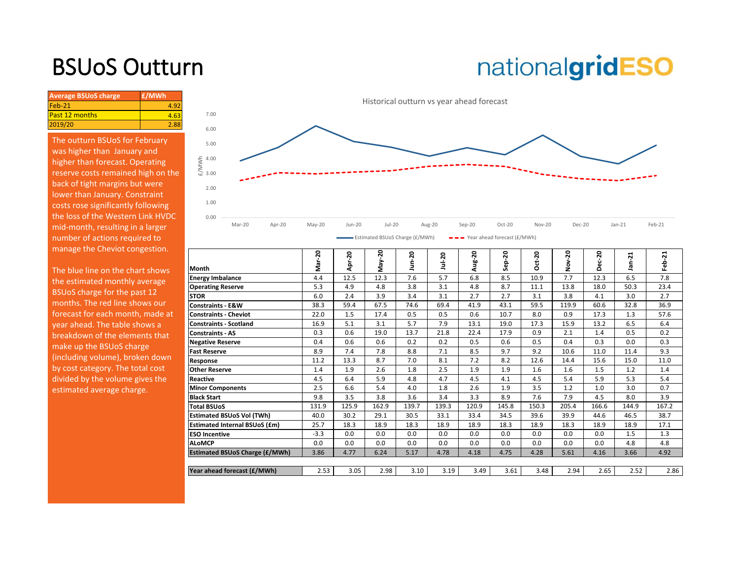# BSUoS Outturn

nationalgridESO

| Average BSUoS charge | £/MWh |
|---|---|
| Feb-21 | 4.92 |
| Past 12 months | 4.63 |
| 2019/20 | 2.88 |

The outturn BSUoS for February was higher than January and higher than forecast. Operating reserve costs remained high on the back of tight margins but were lower than January. Constraint costs rose significantly following the loss of the Western Link HVDC mid-month, resulting in a larger number of actions required to manage the Cheviot congestion.

The blue line on the chart shows the estimated monthly average BSUoS charge for the past 12 months. The red line shows our forecast for each month, made at year ahead. The table shows a breakdown of the elements that make up the BSUoS charge (including volume), broken down by cost category. The total cost divided by the volume gives the estimated average charge.

Historical outturn vs year ahead forecast

| Month | Mar-20 | Apr-20 | May-20 | Jun-20 | Jul-20 | Aug-20 | Sep-20 | Oct-20 | Nov-20 | Dec-20 | Jan-21 | Feb-21 |
|---|---|---|---|---|---|---|---|---|---|---|---|---|
| **Energy Imbalance** | 4.4 | 12.5 | 12.3 | 7.6 | 5.7 | 6.8 | 8.5 | 10.9 | 7.7 | 12.3 | 6.5 | 7.8 |
| **Operating Reserve** | 5.3 | 4.9 | 4.8 | 3.8 | 3.1 | 4.8 | 8.7 | 11.1 | 13.8 | 18.0 | 50.3 | 23.4 |
| **STOR** | 6.0 | 2.4 | 3.9 | 3.4 | 3.1 | 2.7 | 2.7 | 3.1 | 3.8 | 4.1 | 3.0 | 2.7 |
| **Constraints - E&W** | 38.3 | 59.4 | 67.5 | 74.6 | 69.4 | 41.9 | 43.1 | 59.5 | 119.9 | 60.6 | 32.8 | 36.9 |
| **Constraints - Cheviot** | 22.0 | 1.5 | 17.4 | 0.5 | 0.5 | 0.6 | 10.7 | 8.0 | 0.9 | 17.3 | 1.3 | 57.6 |
| **Constraints - Scotland** | 16.9 | 5.1 | 3.1 | 5.7 | 7.9 | 13.1 | 19.0 | 17.3 | 15.9 | 13.2 | 6.5 | 6.4 |
| **Constraints - AS** | 0.3 | 0.6 | 19.0 | 13.7 | 21.8 | 22.4 | 17.9 | 0.9 | 2.1 | 1.4 | 0.5 | 0.2 |
| **Negative Reserve** | 0.4 | 0.6 | 0.6 | 0.2 | 0.2 | 0.5 | 0.6 | 0.5 | 0.4 | 0.3 | 0.0 | 0.3 |
| **Fast Reserve** | 8.9 | 7.4 | 7.8 | 8.8 | 7.1 | 8.5 | 9.7 | 9.2 | 10.6 | 11.0 | 11.4 | 9.3 |
| **Response** | 11.2 | 13.3 | 8.7 | 7.0 | 8.1 | 7.2 | 8.2 | 12.6 | 14.4 | 15.6 | 15.0 | 11.0 |
| **Other Reserve** | 1.4 | 1.9 | 2.6 | 1.8 | 2.5 | 1.9 | 1.9 | 1.6 | 1.6 | 1.5 | 1.2 | 1.4 |
| **Reactive** | 4.5 | 6.4 | 5.9 | 4.8 | 4.7 | 4.5 | 4.1 | 4.5 | 5.4 | 5.9 | 5.3 | 5.4 |
| **Minor Components** | 2.5 | 6.6 | 5.4 | 4.0 | 1.8 | 2.6 | 1.9 | 3.5 | 1.2 | 1.0 | 3.0 | 0.7 |
| **Black Start** | 9.8 | 3.5 | 3.8 | 3.6 | 3.4 | 3.3 | 8.9 | 7.6 | 7.9 | 4.5 | 8.0 | 3.9 |
| **Total BSUoS** | 131.9 | 125.9 | 162.9 | 139.7 | 139.3 | 120.9 | 145.8 | 150.3 | 205.4 | 166.6 | 144.9 | 167.2 |
| **Estimated BSUoS Vol (TWh)** | 40.0 | 30.2 | 29.1 | 30.5 | 33.1 | 33.4 | 34.5 | 39.6 | 39.9 | 44.6 | 46.5 | 38.7 |
| **Estimated Internal BSUoS (£m)** | 25.7 | 18.3 | 18.9 | 18.3 | 18.9 | 18.9 | 18.3 | 18.9 | 18.3 | 18.9 | 18.9 | 17.1 |
| **ESO Incentive** | -3.3 | 0.0 | 0.0 | 0.0 | 0.0 | 0.0 | 0.0 | 0.0 | 0.0 | 0.0 | 1.5 | 1.3 |
| **ALoMCP** | 0.0 | 0.0 | 0.0 | 0.0 | 0.0 | 0.0 | 0.0 | 0.0 | 0.0 | 0.0 | 4.8 | 4.8 |
| **Estimated BSUoS Charge (£/MWh)** | 3.86 | 4.77 | 6.24 | 5.17 | 4.78 | 4.18 | 4.75 | 4.28 | 5.61 | 4.16 | 3.66 | 4.92 |
| | | | | | | | | | | | | |
| **Year ahead forecast (£/MWh)** | 2.53 | 3.05 | 2.98 | 3.10 | 3.19 | 3.49 | 3.61 | 3.48 | 2.94 | 2.65 | 2.52 | 2.86 |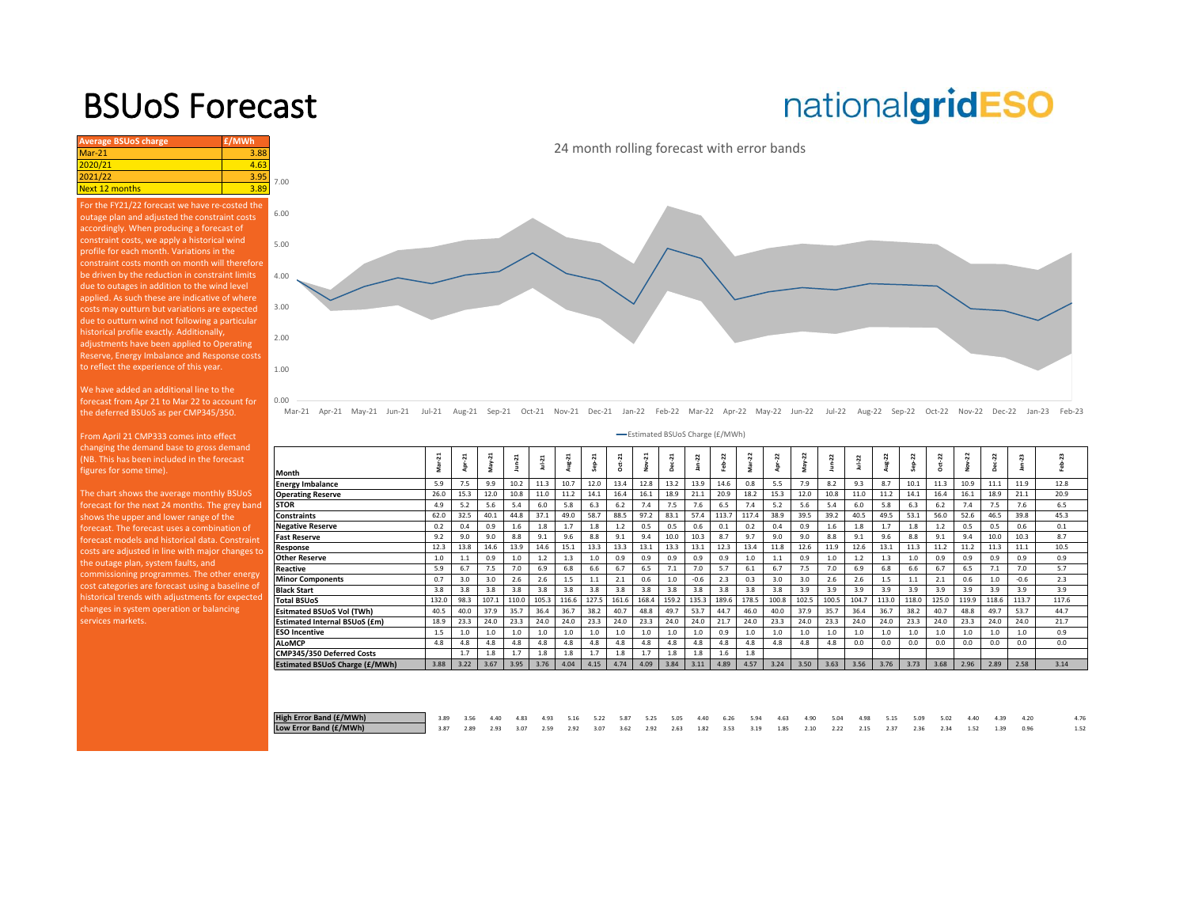# BSUoS Forecast

| Average BSUoS charge | £/MWh |
|---|---|
| Mar-21 | 3.88 |
| 2020/21 | 4.63 |
| 2021/22 | 3.95 |
| Next 12 months | 3.89 |

For the FY21/22 forecast we have re-costed the outage plan and adjusted the constraint costs accordingly. When producing a forecast of constraint costs, we apply a historical wind profile for each month. Variations in the constraint costs month on month will therefore be driven by the reduction in constraint limits due to outages in addition to the wind level applied. As such these are indicative of where costs may outturn but variations are expected due to outturn wind not following a particular historical profile exactly. Additionally, adjustments have been applied to Operating Reserve, Energy Imbalance and Response costs to reflect the experience of this year.

We have added an additional line to the forecast from Apr 21 to Mar 22 to account for the deferred BSUoS as per CMP345/350.

From April 21 CMP333 comes into effect changing the demand base to gross demand (NB. This has been included in the forecast figures for some time).

The chart shows the average monthly BSUoS forecast for the next 24 months. The grey band shows the upper and lower range of the forecast. The forecast uses a combination of forecast models and historical data. Constraint costs are adjusted in line with major changes to the outage plan, system faults, and commissioning programmes. The other energy cost categories are forecast using a baseline of historical trends with adjustments for expected changes in system operation or balancing services markets.

24 month rolling forecast with error bands

| Month | Mar-21 | Apr-21 | May-21 | Jun-21 | Jul-21 | Aug-21 | Sep-21 | Oct-21 | Nov-21 | Dec-21 | Jan-22 | Feb-22 | Mar-22 | Apr-22 | May-22 | Jun-22 | Jul-22 | Aug-22 | Sep-22 | Oct-22 | Nov-22 | Dec-22 | Jan-23 | Feb-23 |
|---|---|---|---|---|---|---|---|---|---|---|---|---|---|---|---|---|---|---|---|---|---|---|---|---|
| Energy Imbalance | 5.9 | 7.5 | 9.9 | 10.2 | 11.3 | 10.7 | 12.0 | 13.4 | 12.8 | 13.2 | 13.9 | 14.6 | 0.8 | 5.5 | 7.9 | 8.2 | 9.3 | 8.7 | 10.1 | 11.3 | 10.9 | 11.1 | 11.9 | 12.8 |
| Operating Reserve | 26.0 | 15.3 | 12.0 | 10.8 | 11.0 | 11.2 | 14.1 | 16.4 | 16.1 | 18.9 | 21.1 | 20.9 | 18.2 | 15.3 | 12.0 | 10.8 | 11.0 | 11.2 | 14.1 | 16.4 | 16.1 | 18.9 | 21.1 | 20.9 |
| STOR | 4.9 | 5.2 | 5.6 | 5.4 | 6.0 | 5.8 | 6.3 | 6.2 | 7.4 | 7.5 | 7.6 | 6.5 | 7.4 | 5.2 | 5.6 | 5.4 | 6.0 | 5.8 | 6.3 | 6.2 | 7.4 | 7.5 | 7.6 | 6.5 |
| Constraints | 62.0 | 32.5 | 40.1 | 44.8 | 37.1 | 49.0 | 58.7 | 88.5 | 97.2 | 83.1 | 57.4 | 113.7 | 117.4 | 38.9 | 39.5 | 39.2 | 40.5 | 49.5 | 53.1 | 56.0 | 52.6 | 46.5 | 39.8 | 45.3 |
| Negative Reserve | 0.2 | 0.4 | 0.9 | 1.6 | 1.8 | 1.7 | 1.8 | 1.2 | 0.5 | 0.5 | 0.6 | 0.1 | 0.2 | 0.4 | 0.9 | 1.6 | 1.8 | 1.7 | 1.8 | 1.2 | 0.5 | 0.5 | 0.6 | 0.1 |
| Fast Reserve | 9.2 | 9.0 | 9.0 | 8.8 | 9.1 | 9.6 | 8.8 | 9.1 | 9.4 | 10.0 | 10.3 | 8.7 | 9.7 | 9.0 | 9.0 | 8.8 | 9.1 | 9.6 | 8.8 | 9.1 | 9.4 | 10.0 | 10.3 | 8.7 |
| Response | 12.3 | 13.8 | 14.6 | 13.9 | 14.6 | 15.1 | 13.3 | 13.3 | 13.1 | 13.3 | 13.1 | 12.3 | 13.4 | 11.8 | 12.6 | 11.9 | 12.6 | 13.1 | 11.3 | 11.2 | 11.2 | 11.3 | 11.1 | 10.5 |
| Other Reserve | 1.0 | 1.1 | 0.9 | 1.0 | 1.2 | 1.3 | 1.0 | 0.9 | 0.9 | 0.9 | 0.9 | 0.9 | 1.0 | 1.1 | 0.9 | 1.0 | 1.2 | 1.3 | 1.0 | 0.9 | 0.9 | 0.9 | 0.9 | 0.9 |
| Reactive | 5.9 | 6.7 | 7.5 | 7.0 | 6.9 | 6.8 | 6.6 | 6.7 | 6.5 | 7.1 | 7.0 | 5.7 | 6.1 | 6.7 | 7.5 | 7.0 | 6.9 | 6.8 | 6.6 | 6.7 | 6.5 | 7.1 | 7.0 | 5.7 |
| Minor Components | 0.7 | 3.0 | 3.0 | 2.6 | 2.6 | 1.5 | 1.1 | 2.1 | 0.6 | 1.0 | -0.6 | 2.3 | 0.3 | 3.0 | 3.0 | 2.6 | 2.6 | 1.5 | 1.1 | 2.1 | 0.6 | 1.0 | -0.6 | 2.3 |
| Black Start | 3.8 | 3.8 | 3.8 | 3.8 | 3.8 | 3.8 | 3.8 | 3.8 | 3.8 | 3.8 | 3.8 | 3.8 | 3.8 | 3.8 | 3.9 | 3.9 | 3.9 | 3.9 | 3.9 | 3.9 | 3.9 | 3.9 | 3.9 | 3.9 |
| Total BSUoS | 132.0 | 98.3 | 107.1 | 110.0 | 105.3 | 116.6 | 127.5 | 161.6 | 168.4 | 159.2 | 135.3 | 189.6 | 178.5 | 100.8 | 102.5 | 100.5 | 104.7 | 113.0 | 118.0 | 125.0 | 119.9 | 118.6 | 113.7 | 117.6 |
| Esitmated BSUoS Vol (TWh) | 40.5 | 40.0 | 37.9 | 35.7 | 36.4 | 36.7 | 38.2 | 40.7 | 48.8 | 49.7 | 53.7 | 44.7 | 46.0 | 40.0 | 37.9 | 35.7 | 36.4 | 36.7 | 38.2 | 40.7 | 48.8 | 49.7 | 53.7 | 44.7 |
| Estimated Internal BSUoS (£m) | 18.9 | 23.3 | 24.0 | 23.3 | 24.0 | 24.0 | 23.3 | 24.0 | 23.3 | 24.0 | 24.0 | 21.7 | 24.0 | 23.3 | 24.0 | 23.3 | 24.0 | 24.0 | 23.3 | 24.0 | 23.3 | 24.0 | 24.0 | 21.7 |
| ESO Incentive | 1.5 | 1.0 | 1.0 | 1.0 | 1.0 | 1.0 | 1.0 | 1.0 | 1.0 | 1.0 | 1.0 | 0.9 | 1.0 | 1.0 | 1.0 | 1.0 | 1.0 | 1.0 | 1.0 | 1.0 | 1.0 | 1.0 | 1.0 | 0.9 |
| ALoMCP | 4.8 | 4.8 | 4.8 | 4.8 | 4.8 | 4.8 | 4.8 | 4.8 | 4.8 | 4.8 | 4.8 | 4.8 | 4.8 | 4.8 | 4.8 | 4.8 | 0.0 | 0.0 | 0.0 | 0.0 | 0.0 | 0.0 | 0.0 | 0.0 |
| CMP345/350 Deferred Costs | | 1.7 | 1.8 | 1.7 | 1.8 | 1.8 | 1.7 | 1.8 | 1.7 | 1.8 | 1.8 | 1.6 | 1.8 | | | | | | | | | | | |
| Estimated BSUoS Charge (£/MWh) | 3.88 | 3.22 | 3.67 | 3.95 | 3.76 | 4.04 | 4.15 | 4.74 | 4.09 | 3.84 | 3.11 | 4.89 | 4.57 | 3.24 | 3.50 | 3.63 | 3.56 | 3.76 | 3.73 | 3.68 | 2.96 | 2.89 | 2.58 | 3.14 |
| | | | | | | | | | | | | | | | | | | | | | | | | |
| High Error Band (£/MWh) | 3.89 | 3.56 | 4.40 | 4.83 | 4.93 | 5.16 | 5.22 | 5.87 | 5.25 | 5.05 | 4.40 | 6.26 | 5.94 | 4.63 | 4.90 | 5.04 | 4.98 | 5.15 | 5.09 | 5.02 | 4.40 | 4.39 | 4.20 | 4.76 |
| Low Error Band (£/MWh) | 3.87 | 2.89 | 2.93 | 3.07 | 2.59 | 2.92 | 3.07 | 3.62 | 2.92 | 2.63 | 1.82 | 3.53 | 3.19 | 1.85 | 2.10 | 2.22 | 2.15 | 2.37 | 2.36 | 2.34 | 1.52 | 1.39 | 0.96 | 1.52 |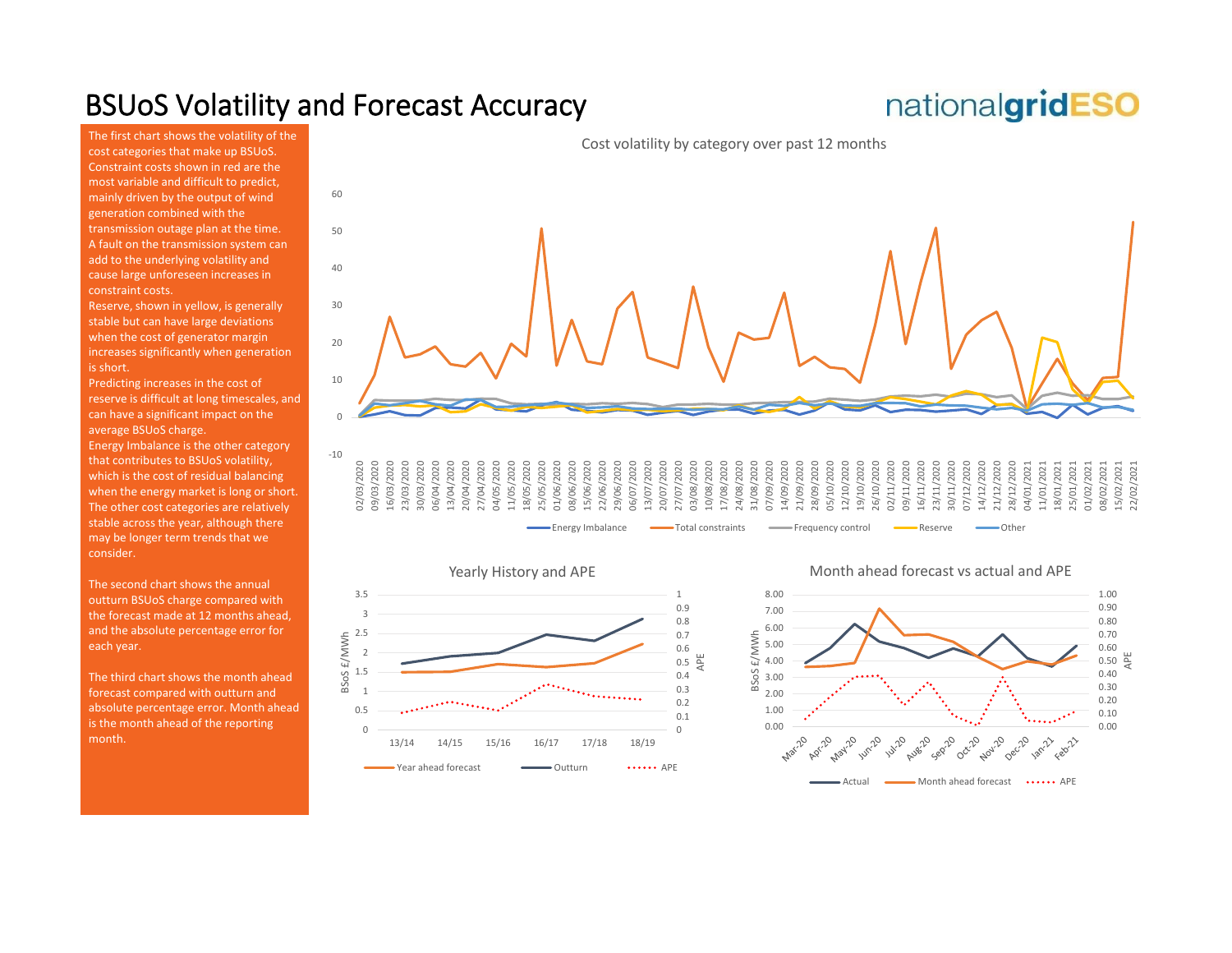# BSUoS Volatility and Forecast Accuracy

nationalgridESO

The first chart shows the volatility of the cost categories that make up BSUoS. Constraint costs shown in red are the most variable and difficult to predict, mainly driven by the output of wind generation combined with the transmission outage plan at the time. A fault on the transmission system can add to the underlying volatility and cause large unforeseen increases in constraint costs.

Reserve, shown in yellow, is generally stable but can have large deviations when the cost of generator margin increases significantly when generation is short.

Predicting increases in the cost of reserve is difficult at long timescales, and can have a significant impact on the average BSUoS charge.

Energy Imbalance is the other category that contributes to BSUoS volatility, which is the cost of residual balancing when the energy market is long or short. The other cost categories are relatively stable across the year, although there may be longer term trends that we consider.

The second chart shows the annual outturn BSUoS charge compared with the forecast made at 12 months ahead, and the absolute percentage error for each year.

The third chart shows the month ahead forecast compared with outturn and absolute percentage error. Month ahead is the month ahead of the reporting month.

Cost volatility by category over past 12 months

60
50
40
30
20
10
0
-10

02/03/2020, 09/03/2020, 16/03/2020, 23/03/2020, 30/03/2020, 06/04/2020, 13/04/2020, 20/04/2020, 27/04/2020, 04/05/2020, 11/05/2020, 18/05/2020, 25/05/2020, 01/06/2020, 08/06/2020, 15/06/2020, 22/06/2020, 29/06/2020, 06/07/2020, 13/07/2020, 20/07/2020, 27/07/2020, 03/08/2020, 10/08/2020, 17/08/2020, 24/08/2020, 31/08/2020, 07/09/2020, 14/09/2020, 21/09/2020, 28/09/2020, 05/10/2020, 12/10/2020, 19/10/2020, 26/10/2020, 02/11/2020, 09/11/2020, 16/11/2020, 23/11/2020, 30/11/2020, 07/12/2020, 14/12/2020, 21/12/2020, 28/12/2020, 04/01/2021, 11/01/2021, 18/01/2021, 25/01/2021, 01/02/2021, 08/02/2021, 15/02/2021, 22/02/2021

Energy Imbalance | Total constraints | Frequency control | Reserve | Other

Yearly History and APE

BSoS £/MWh: 0, 0.5, 1, 1.5, 2, 2.5, 3, 3.5

APE: 0, 0.1, 0.2, 0.3, 0.4, 0.5, 0.6, 0.7, 0.8, 0.9, 1

13/14, 14/15, 15/16, 16/17, 17/18, 18/19

Year ahead forecast | Outturn | APE

Month ahead forecast vs actual and APE

BSoS £/MWh: 0.00, 1.00, 2.00, 3.00, 4.00, 5.00, 6.00, 7.00, 8.00

APE: 0.00, 0.10, 0.20, 0.30, 0.40, 0.50, 0.60, 0.70, 0.80, 0.90, 1.00

Mar-20, Apr-20, May-20, Jun-20, Jul-20, Aug-20, Sep-20, Oct-20, Nov-20, Dec-20, Jan-21, Feb-21

Actual | Month ahead forecast | APE